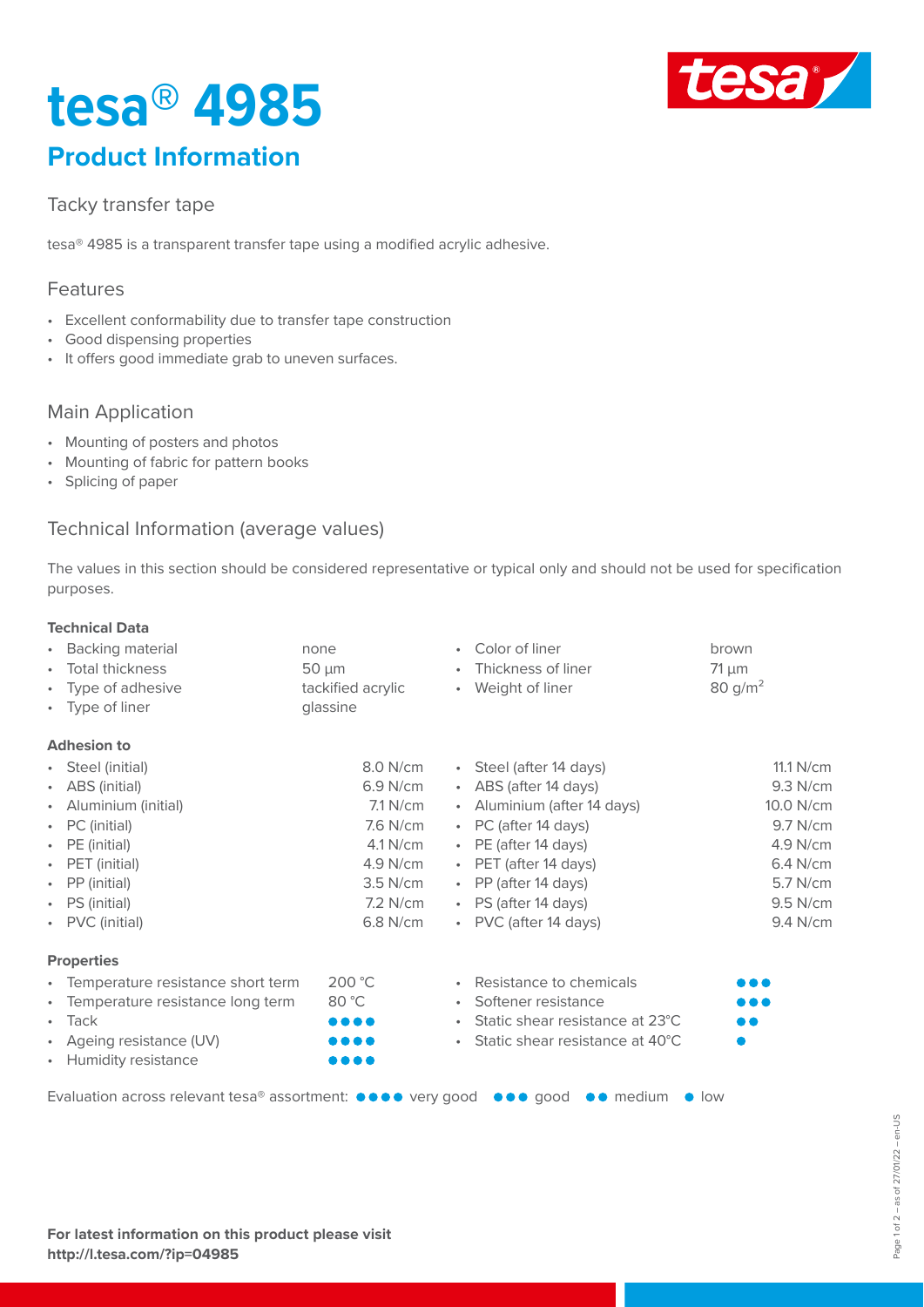# tesa® 4985

## Product Information

### Tacky transfer tape

tesa® 4985 is a transparent transfer tape using a modified acrylic adhesive.

### Features

- Excellent conformability due to transfer tape construction
- Good dispensing properties
- It offers good immediate grab to uneven surfaces.

### Main Application

- Mounting of posters and photos
- Mounting of fabric for pattern books
- Splicing of paper

### Technical Information (average values)

The values in this section should be considered representative or typical only and should not be used for specification purposes.

**Technical Data**

| | | | |
|---|---|---|---|
| Backing material | none | Color of liner | brown |
| Total thickness | 50 µm | Thickness of liner | 71 µm |
| Type of adhesive | tackified acrylic | Weight of liner | 80 g/m² |
| Type of liner | glassine | | |

**Adhesion to**

| | | | |
|---|---|---|---|
| Steel (initial) | 8.0 N/cm | Steel (after 14 days) | 11.1 N/cm |
| ABS (initial) | 6.9 N/cm | ABS (after 14 days) | 9.3 N/cm |
| Aluminium (initial) | 7.1 N/cm | Aluminium (after 14 days) | 10.0 N/cm |
| PC (initial) | 7.6 N/cm | PC (after 14 days) | 9.7 N/cm |
| PE (initial) | 4.1 N/cm | PE (after 14 days) | 4.9 N/cm |
| PET (initial) | 4.9 N/cm | PET (after 14 days) | 6.4 N/cm |
| PP (initial) | 3.5 N/cm | PP (after 14 days) | 5.7 N/cm |
| PS (initial) | 7.2 N/cm | PS (after 14 days) | 9.5 N/cm |
| PVC (initial) | 6.8 N/cm | PVC (after 14 days) | 9.4 N/cm |

**Properties**

| | | | |
|---|---|---|---|
| Temperature resistance short term | 200 °C | Resistance to chemicals | ●●● |
| Temperature resistance long term | 80 °C | Softener resistance | ●●● |
| Tack | ●●●● | Static shear resistance at 23°C | ●● |
| Ageing resistance (UV) | ●●●● | Static shear resistance at 40°C | ● |
| Humidity resistance | ●●●● | | |

Evaluation across relevant tesa® assortment: ●●●● very good ●●● good ●● medium ● low

**For latest information on this product please visit**
**http://l.tesa.com/?ip=04985**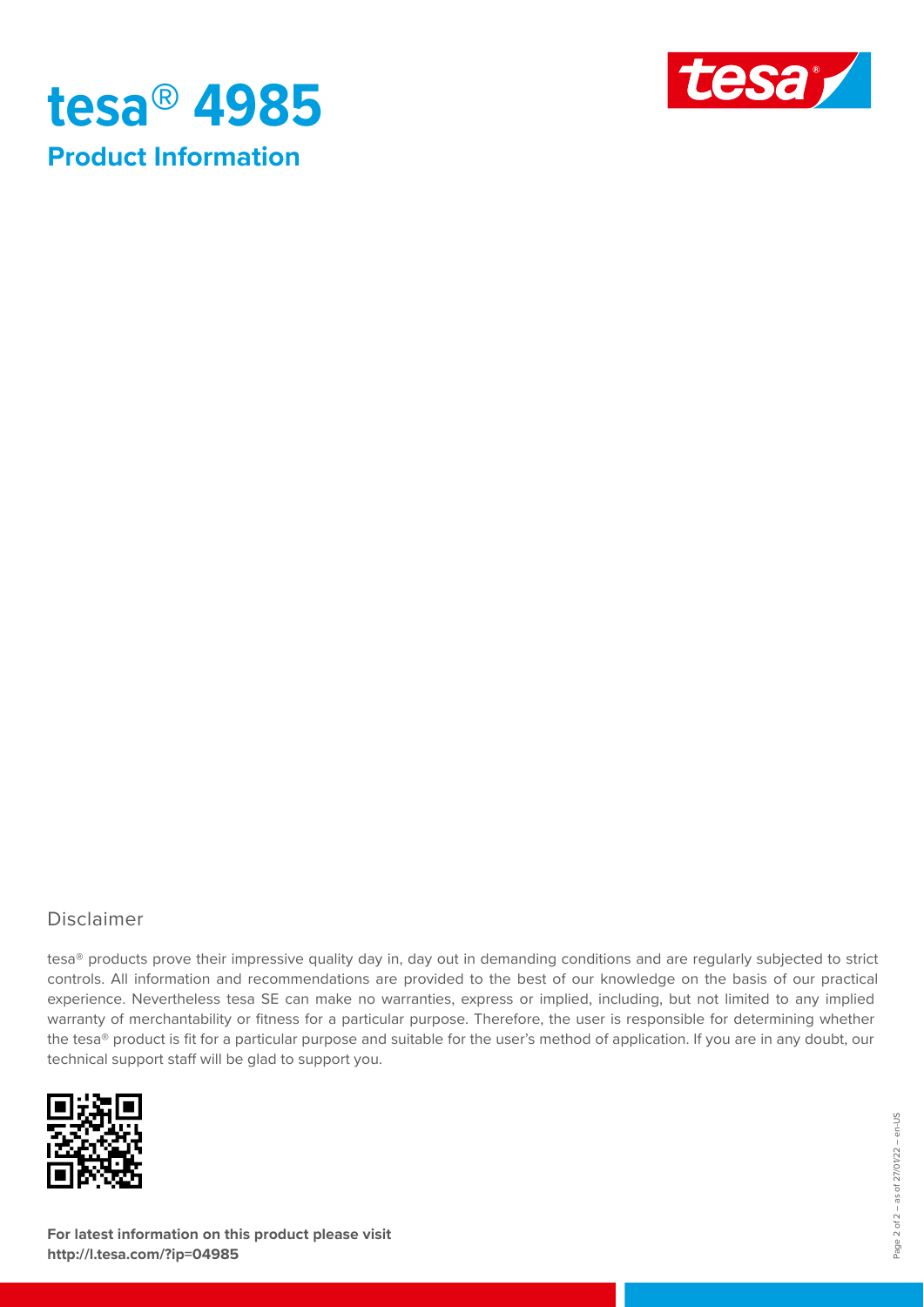# tesa® 4985

## Product Information

### Disclaimer

tesa® products prove their impressive quality day in, day out in demanding conditions and are regularly subjected to strict controls. All information and recommendations are provided to the best of our knowledge on the basis of our practical experience. Nevertheless tesa SE can make no warranties, express or implied, including, but not limited to any implied warranty of merchantability or fitness for a particular purpose. Therefore, the user is responsible for determining whether the tesa® product is fit for a particular purpose and suitable for the user's method of application. If you are in any doubt, our technical support staff will be glad to support you.

**For latest information on this product please visit**
**http://l.tesa.com/?ip=04985**